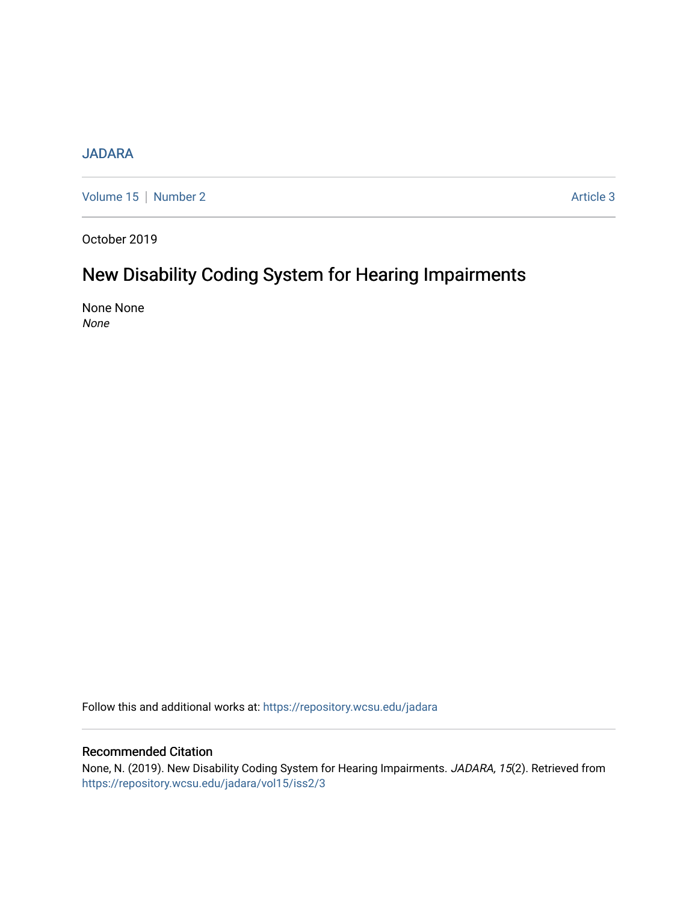JADARA

Volume 15 | Number 2 Article 3

October 2019

# New Disability Coding System for Hearing Impairments

None None
*None*

Follow this and additional works at: https://repository.wcsu.edu/jadara

## Recommended Citation

None, N. (2019). New Disability Coding System for Hearing Impairments. *JADARA, 15*(2). Retrieved from https://repository.wcsu.edu/jadara/vol15/iss2/3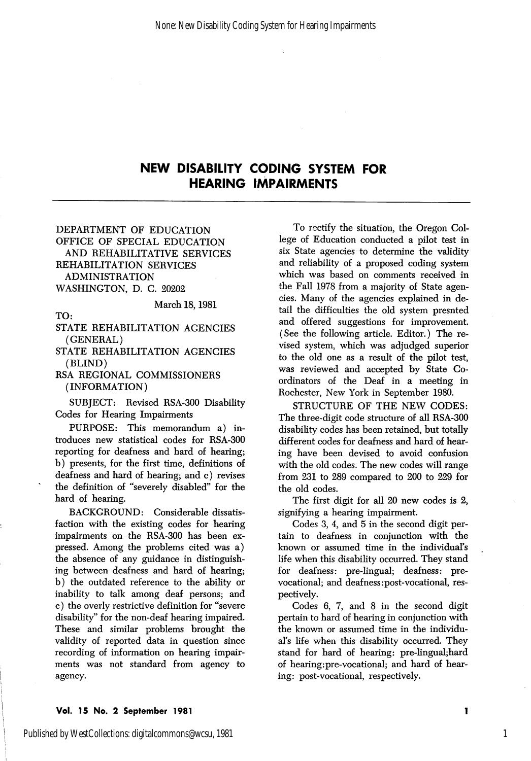# NEW DISABILITY CODING SYSTEM FOR HEARING IMPAIRMENTS

DEPARTMENT OF EDUCATION
OFFICE OF SPECIAL EDUCATION AND REHABILITATIVE SERVICES
REHABILITATION SERVICES ADMINISTRATION
WASHINGTON, D. C. 20202

March 18, 1981

TO:
STATE REHABILITATION AGENCIES (GENERAL)
STATE REHABILITATION AGENCIES (BLIND)
RSA REGIONAL COMMISSIONERS (INFORMATION)

SUBJECT: Revised RSA-300 Disability Codes for Hearing Impairments

PURPOSE: This memorandum a) introduces new statistical codes for RSA-300 reporting for deafness and hard of hearing; b) presents, for the first time, definitions of deafness and hard of hearing; and c) revises the definition of "severely disabled" for the hard of hearing.

BACKGROUND: Considerable dissatisfaction with the existing codes for hearing impairments on the RSA-300 has been expressed. Among the problems cited was a) the absence of any guidance in distinguishing between deafness and hard of hearing; b) the outdated reference to the ability or inability to talk among deaf persons; and c) the overly restrictive definition for "severe disability" for the non-deaf hearing impaired. These and similar problems brought the validity of reported data in question since recording of information on hearing impairments was not standard from agency to agency.

To rectify the situation, the Oregon College of Education conducted a pilot test in six State agencies to determine the validity and reliability of a proposed coding system which was based on comments received in the Fall 1978 from a majority of State agencies. Many of the agencies explained in detail the difficulties the old system presnted and offered suggestions for improvement. (See the following article. Editor.) The revised system, which was adjudged superior to the old one as a result of the pilot test, was reviewed and accepted by State Coordinators of the Deaf in a meeting in Rochester, New York in September 1980.

STRUCTURE OF THE NEW CODES: The three-digit code structure of all RSA-300 disability codes has been retained, but totally different codes for deafness and hard of hearing have been devised to avoid confusion with the old codes. The new codes will range from 231 to 289 compared to 200 to 229 for the old codes.

The first digit for all 20 new codes is 2, signifying a hearing impairment.

Codes 3, 4, and 5 in the second digit pertain to deafness in conjunction with the known or assumed time in the individual's life when this disability occurred. They stand for deafness: pre-lingual; deafness: pre-vocational; and deafness:post-vocational, respectively.

Codes 6, 7, and 8 in the second digit pertain to hard of hearing in conjunction with the known or assumed time in the individual's life when this disability occurred. They stand for hard of hearing: pre-lingual;hard of hearing:pre-vocational; and hard of hearing: post-vocational, respectively.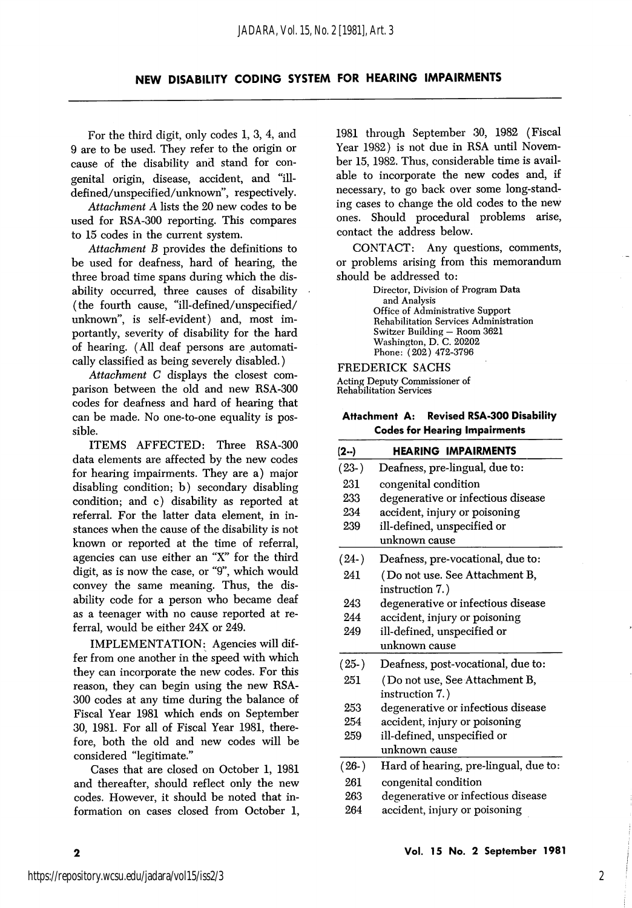## NEW DISABILITY CODING SYSTEM FOR HEARING IMPAIRMENTS

For the third digit, only codes 1, 3, 4, and 9 are to be used. They refer to the origin or cause of the disability and stand for congenital origin, disease, accident, and "ill-defined/unspecified/unknown", respectively.

*Attachment A* lists the 20 new codes to be used for RSA-300 reporting. This compares to 15 codes in the current system.

*Attachment B* provides the definitions to be used for deafness, hard of hearing, the three broad time spans during which the disability occurred, three causes of disability (the fourth cause, "ill-defined/unspecified/unknown", is self-evident) and, most importantly, severity of disability for the hard of hearing. (All deaf persons are automatically classified as being severely disabled.)

*Attachment C* displays the closest comparison between the old and new RSA-300 codes for deafness and hard of hearing that can be made. No one-to-one equality is possible.

ITEMS AFFECTED: Three RSA-300 data elements are affected by the new codes for hearing impairments. They are a) major disabling condition; b) secondary disabling condition; and c) disability as reported at referral. For the latter data element, in instances when the cause of the disability is not known or reported at the time of referral, agencies can use either an "X" for the third digit, as is now the case, or "9", which would convey the same meaning. Thus, the disability code for a person who became deaf as a teenager with no cause reported at referral, would be either 24X or 249.

IMPLEMENTATION: Agencies will differ from one another in the speed with which they can incorporate the new codes. For this reason, they can begin using the new RSA-300 codes at any time during the balance of Fiscal Year 1981 which ends on September 30, 1981. For all of Fiscal Year 1981, therefore, both the old and new codes will be considered "legitimate."

Cases that are closed on October 1, 1981 and thereafter, should reflect only the new codes. However, it should be noted that information on cases closed from October 1, 1981 through September 30, 1982 (Fiscal Year 1982) is not due in RSA until November 15, 1982. Thus, considerable time is available to incorporate the new codes and, if necessary, to go back over some long-standing cases to change the old codes to the new ones. Should procedural problems arise, contact the address below.

CONTACT: Any questions, comments, or problems arising from this memorandum should be addressed to:

Director, Division of Program Data and Analysis
Office of Administrative Support
Rehabilitation Services Administration
Switzer Building – Room 3621
Washington, D. C. 20202
Phone: (202) 472-3796

FREDERICK SACHS
Acting Deputy Commissioner of Rehabilitation Services

**Attachment A: Revised RSA-300 Disability Codes for Hearing Impairments**

| (2--) | HEARING IMPAIRMENTS |
|---|---|
| (23-) | Deafness, pre-lingual, due to: |
| 231 | congenital condition |
| 233 | degenerative or infectious disease |
| 234 | accident, injury or poisoning |
| 239 | ill-defined, unspecified or unknown cause |
| (24-) | Deafness, pre-vocational, due to: |
| 241 | (Do not use. See Attachment B, instruction 7.) |
| 243 | degenerative or infectious disease |
| 244 | accident, injury or poisoning |
| 249 | ill-defined, unspecified or unknown cause |
| (25-) | Deafness, post-vocational, due to: |
| 251 | (Do not use, See Attachment B, instruction 7.) |
| 253 | degenerative or infectious disease |
| 254 | accident, injury or poisoning |
| 259 | ill-defined, unspecified or unknown cause |
| (26-) | Hard of hearing, pre-lingual, due to: |
| 261 | congenital condition |
| 263 | degenerative or infectious disease |
| 264 | accident, injury or poisoning |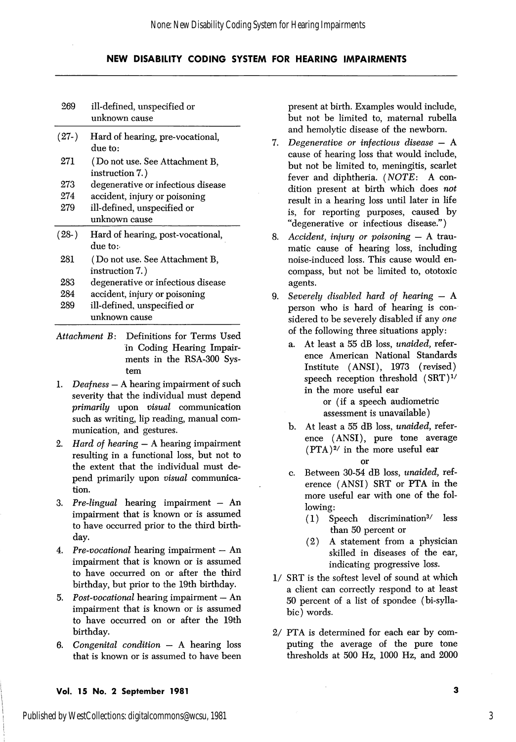| Code | Description |
|---|---|
| 269 | ill-defined, unspecified or unknown cause |
| (27-) | Hard of hearing, pre-vocational, due to: |
| 271 | (Do not use. See Attachment B, instruction 7.) |
| 273 | degenerative or infectious disease |
| 274 | accident, injury or poisoning |
| 279 | ill-defined, unspecified or unknown cause |
| (28-) | Hard of hearing, post-vocational, due to: |
| 281 | (Do not use. See Attachment B, instruction 7.) |
| 283 | degenerative or infectious disease |
| 284 | accident, injury or poisoning |
| 289 | ill-defined, unspecified or unknown cause |

*Attachment B*: Definitions for Terms Used in Coding Hearing Impairments in the RSA-300 System

1. *Deafness* – A hearing impairment of such severity that the individual must depend *primarily* upon *visual* communication such as writing, lip reading, manual communication, and gestures.
2. *Hard of hearing* – A hearing impairment resulting in a functional loss, but not to the extent that the individual must depend primarily upon *visual* communication.
3. *Pre-lingual* hearing impairment – An impairment that is known or is assumed to have occurred prior to the third birthday.
4. *Pre-vocational* hearing impairment – An impairment that is known or is assumed to have occurred on or after the third birthday, but prior to the 19th birthday.
5. *Post-vocational* hearing impairment – An impairment that is known or is assumed to have occurred on or after the 19th birthday.
6. *Congenital condition* – A hearing loss that is known or is assumed to have been present at birth. Examples would include, but not be limited to, maternal rubella and hemolytic disease of the newborn.
7. *Degenerative or infectious disease* – A cause of hearing loss that would include, but not be limited to, meningitis, scarlet fever and diphtheria. (*NOTE*: A condition present at birth which does *not* result in a hearing loss until later in life is, for reporting purposes, caused by "degenerative or infectious disease.")
8. *Accident, injury or poisoning* – A traumatic cause of hearing loss, including noise-induced loss. This cause would encompass, but not be limited to, ototoxic agents.
9. *Severely disabled hard of hearing* – A person who is hard of hearing is considered to be severely disabled if any *one* of the following three situations apply:
   a. At least a 55 dB loss, *unaided*, reference American National Standards Institute (ANSI), 1973 (revised) speech reception threshold (SRT)[1] in the more useful ear

      or (if a speech audiometric assessment is unavailable)

   b. At least a 55 dB loss, *unaided*, reference (ANSI), pure tone average (PTA)[2] in the more useful ear

      or

   c. Between 30-54 dB loss, *unaided*, reference (ANSI) SRT or PTA in the more useful ear with one of the following:
      (1) Speech discrimination[3] less than 50 percent or
      (2) A statement from a physician skilled in diseases of the ear, indicating progressive loss.

1/ SRT is the softest level of sound at which a client can correctly respond to at least 50 percent of a list of spondee (bi-syllabic) words.

2/ PTA is determined for each ear by computing the average of the pure tone thresholds at 500 Hz, 1000 Hz, and 2000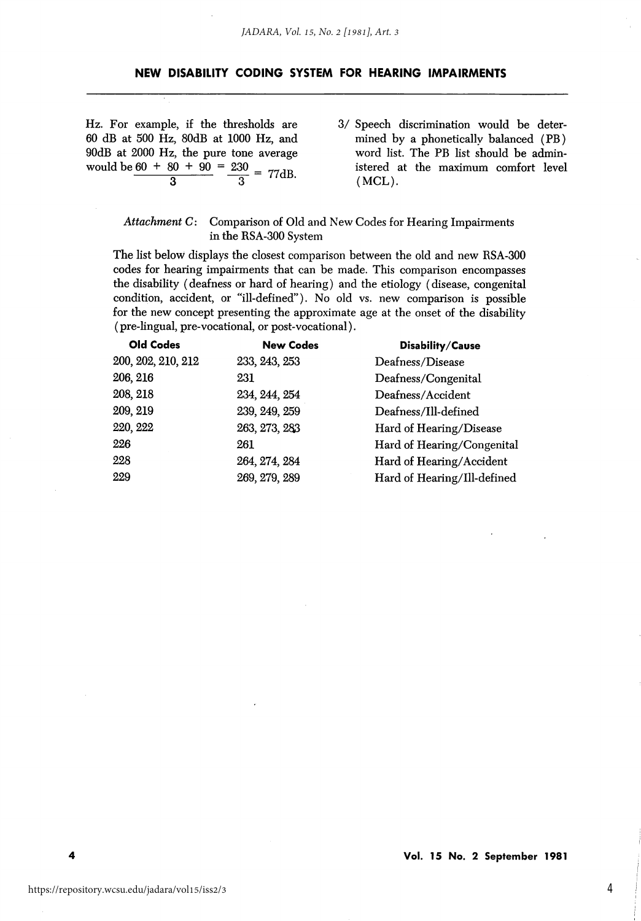Hz. For example, if the thresholds are 60 dB at 500 Hz, 80dB at 1000 Hz, and 90dB at 2000 Hz, the pure tone average would be $\frac{60 + 80 + 90}{3} = \frac{230}{3} = 77\text{dB}$.

3/ Speech discrimination would be determined by a phonetically balanced (PB) word list. The PB list should be administered at the maximum comfort level (MCL).

*Attachment C*: Comparison of Old and New Codes for Hearing Impairments in the RSA-300 System

The list below displays the closest comparison between the old and new RSA-300 codes for hearing impairments that can be made. This comparison encompasses the disability (deafness or hard of hearing) and the etiology (disease, congenital condition, accident, or "ill-defined"). No old vs. new comparison is possible for the new concept presenting the approximate age at the onset of the disability (pre-lingual, pre-vocational, or post-vocational).

| Old Codes | New Codes | Disability/Cause |
|---|---|---|
| 200, 202, 210, 212 | 233, 243, 253 | Deafness/Disease |
| 206, 216 | 231 | Deafness/Congenital |
| 208, 218 | 234, 244, 254 | Deafness/Accident |
| 209, 219 | 239, 249, 259 | Deafness/Ill-defined |
| 220, 222 | 263, 273, 283 | Hard of Hearing/Disease |
| 226 | 261 | Hard of Hearing/Congenital |
| 228 | 264, 274, 284 | Hard of Hearing/Accident |
| 229 | 269, 279, 289 | Hard of Hearing/Ill-defined |